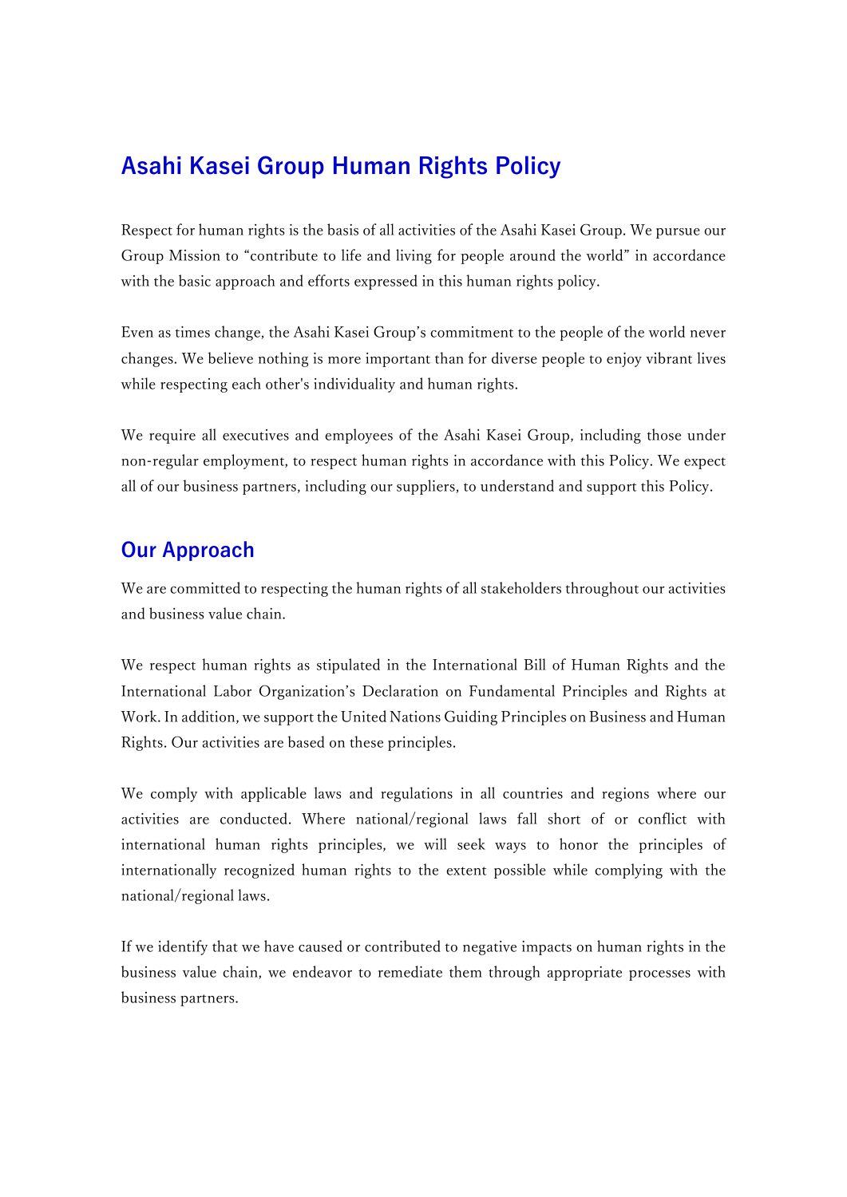# Asahi Kasei Group Human Rights Policy

Respect for human rights is the basis of all activities of the Asahi Kasei Group. We pursue our Group Mission to “contribute to life and living for people around the world” in accordance with the basic approach and efforts expressed in this human rights policy.

Even as times change, the Asahi Kasei Group’s commitment to the people of the world never changes. We believe nothing is more important than for diverse people to enjoy vibrant lives while respecting each other's individuality and human rights.

We require all executives and employees of the Asahi Kasei Group, including those under non-regular employment, to respect human rights in accordance with this Policy. We expect all of our business partners, including our suppliers, to understand and support this Policy.

## Our Approach

We are committed to respecting the human rights of all stakeholders throughout our activities and business value chain.

We respect human rights as stipulated in the International Bill of Human Rights and the International Labor Organization’s Declaration on Fundamental Principles and Rights at Work. In addition, we support the United Nations Guiding Principles on Business and Human Rights. Our activities are based on these principles.

We comply with applicable laws and regulations in all countries and regions where our activities are conducted. Where national/regional laws fall short of or conflict with international human rights principles, we will seek ways to honor the principles of internationally recognized human rights to the extent possible while complying with the national/regional laws.

If we identify that we have caused or contributed to negative impacts on human rights in the business value chain, we endeavor to remediate them through appropriate processes with business partners.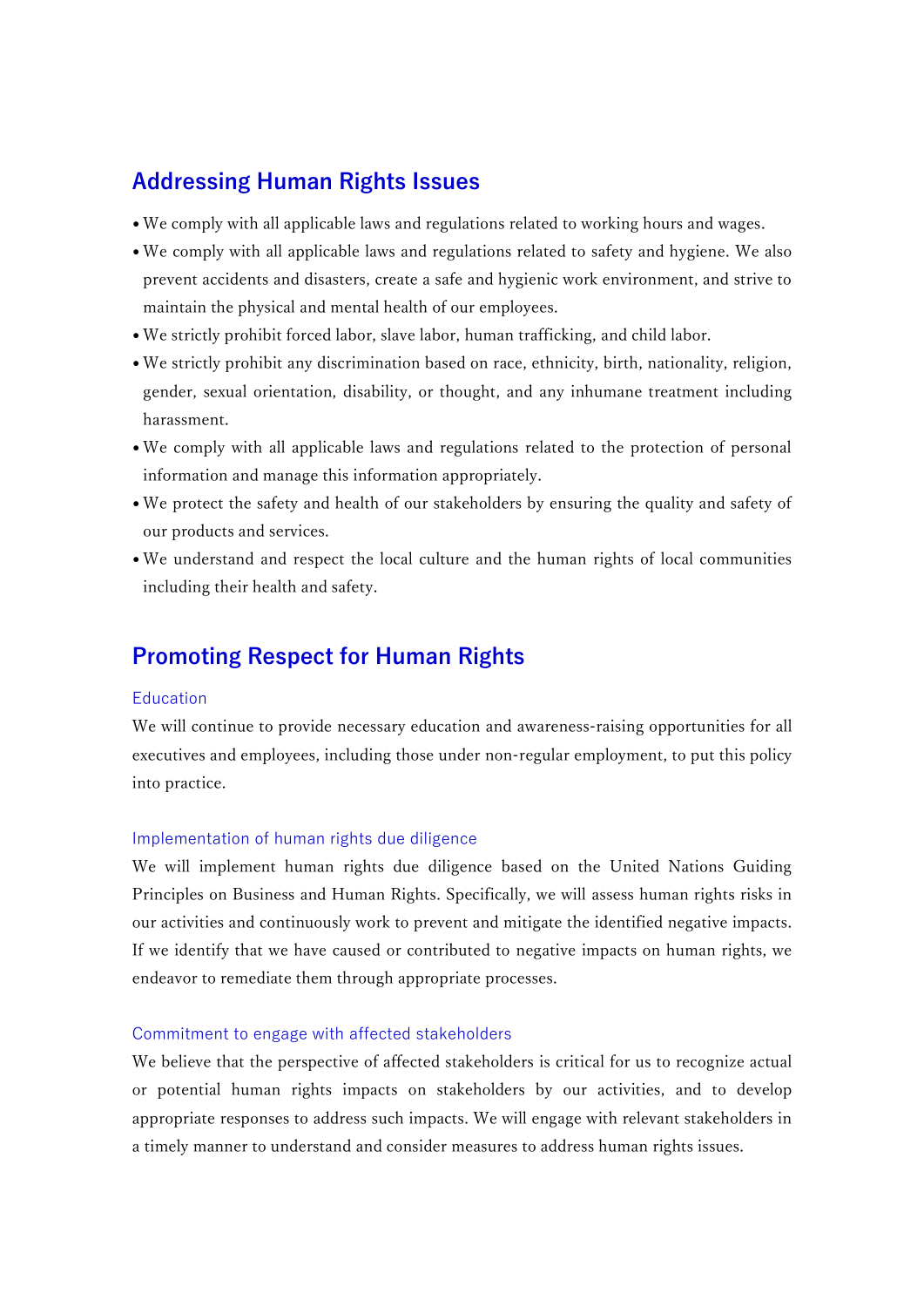## Addressing Human Rights Issues

- We comply with all applicable laws and regulations related to working hours and wages.
- We comply with all applicable laws and regulations related to safety and hygiene. We also prevent accidents and disasters, create a safe and hygienic work environment, and strive to maintain the physical and mental health of our employees.
- We strictly prohibit forced labor, slave labor, human trafficking, and child labor.
- We strictly prohibit any discrimination based on race, ethnicity, birth, nationality, religion, gender, sexual orientation, disability, or thought, and any inhumane treatment including harassment.
- We comply with all applicable laws and regulations related to the protection of personal information and manage this information appropriately.
- We protect the safety and health of our stakeholders by ensuring the quality and safety of our products and services.
- We understand and respect the local culture and the human rights of local communities including their health and safety.

## Promoting Respect for Human Rights

### Education

We will continue to provide necessary education and awareness-raising opportunities for all executives and employees, including those under non-regular employment, to put this policy into practice.

### Implementation of human rights due diligence

We will implement human rights due diligence based on the United Nations Guiding Principles on Business and Human Rights. Specifically, we will assess human rights risks in our activities and continuously work to prevent and mitigate the identified negative impacts. If we identify that we have caused or contributed to negative impacts on human rights, we endeavor to remediate them through appropriate processes.

### Commitment to engage with affected stakeholders

We believe that the perspective of affected stakeholders is critical for us to recognize actual or potential human rights impacts on stakeholders by our activities, and to develop appropriate responses to address such impacts. We will engage with relevant stakeholders in a timely manner to understand and consider measures to address human rights issues.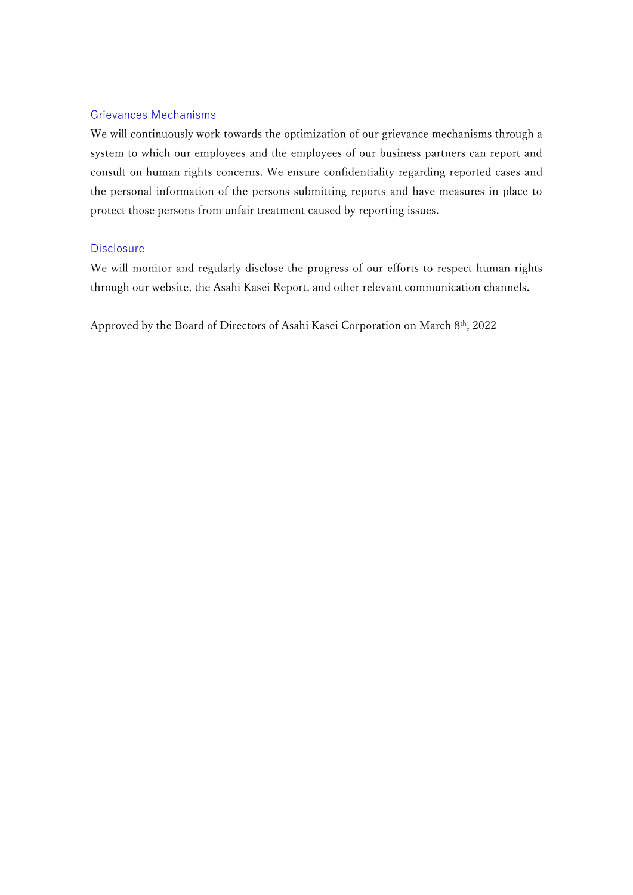## Grievances Mechanisms

We will continuously work towards the optimization of our grievance mechanisms through a system to which our employees and the employees of our business partners can report and consult on human rights concerns. We ensure confidentiality regarding reported cases and the personal information of the persons submitting reports and have measures in place to protect those persons from unfair treatment caused by reporting issues.

## Disclosure

We will monitor and regularly disclose the progress of our efforts to respect human rights through our website, the Asahi Kasei Report, and other relevant communication channels.

Approved by the Board of Directors of Asahi Kasei Corporation on March 8th, 2022